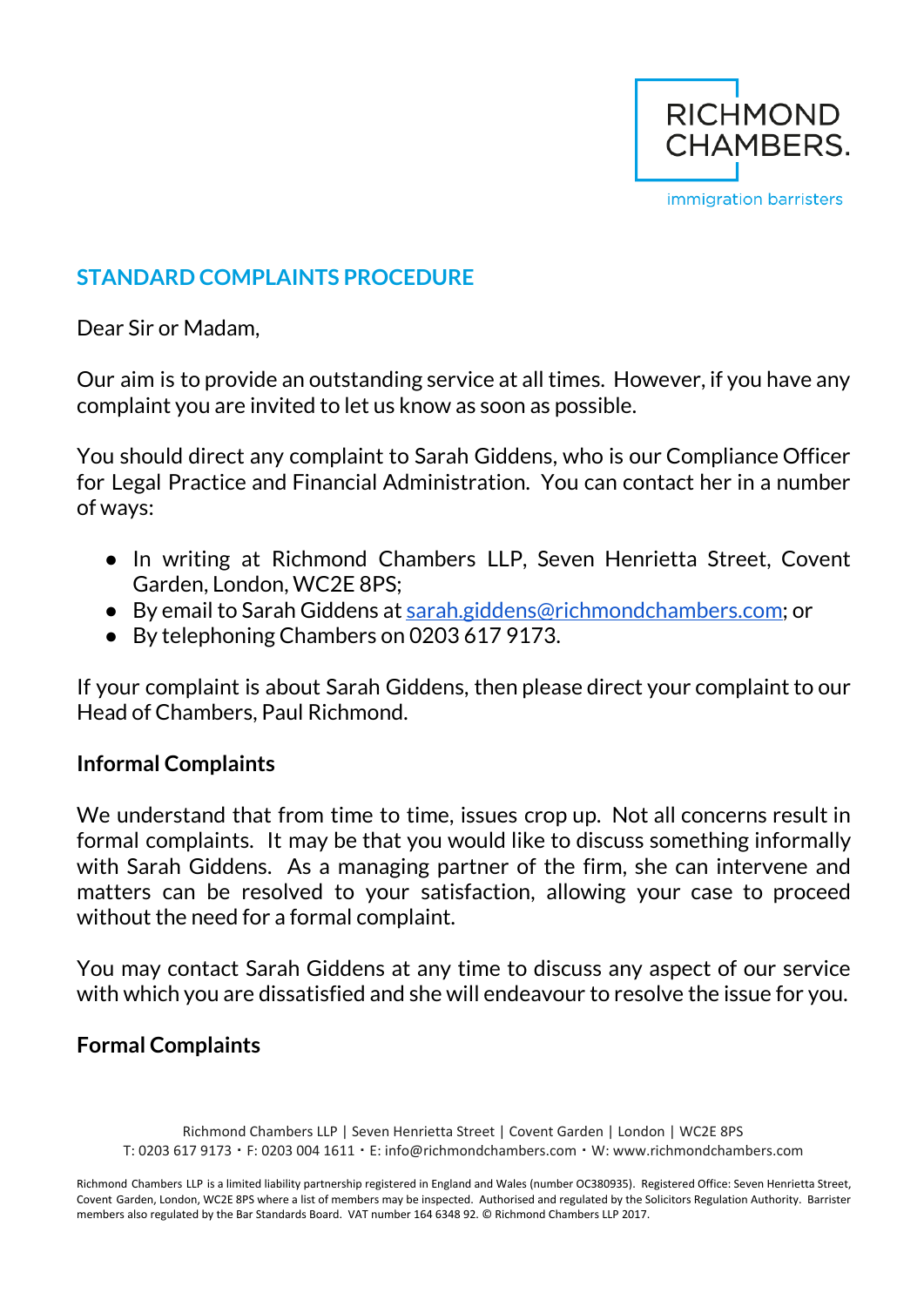RICHMOND CHAMBERS.

immigration barristers

## STANDARD COMPLAINTS PROCEDURE

Dear Sir or Madam,

Our aim is to provide an outstanding service at all times. However, if you have any complaint you are invited to let us know as soon as possible.

You should direct any complaint to Sarah Giddens, who is our Compliance Officer for Legal Practice and Financial Administration. You can contact her in a number of ways:

- In writing at Richmond Chambers LLP, Seven Henrietta Street, Covent Garden, London, WC2E 8PS;
- By email to Sarah Giddens at sarah.giddens@richmondchambers.com; or
- By telephoning Chambers on 0203 617 9173.

If your complaint is about Sarah Giddens, then please direct your complaint to our Head of Chambers, Paul Richmond.

**Informal Complaints**

We understand that from time to time, issues crop up. Not all concerns result in formal complaints. It may be that you would like to discuss something informally with Sarah Giddens. As a managing partner of the firm, she can intervene and matters can be resolved to your satisfaction, allowing your case to proceed without the need for a formal complaint.

You may contact Sarah Giddens at any time to discuss any aspect of our service with which you are dissatisfied and she will endeavour to resolve the issue for you.

**Formal Complaints**

Richmond Chambers LLP | Seven Henrietta Street | Covent Garden | London | WC2E 8PS
T: 0203 617 9173 · F: 0203 004 1611 · E: info@richmondchambers.com · W: www.richmondchambers.com

Richmond Chambers LLP is a limited liability partnership registered in England and Wales (number OC380935). Registered Office: Seven Henrietta Street, Covent Garden, London, WC2E 8PS where a list of members may be inspected. Authorised and regulated by the Solicitors Regulation Authority. Barrister members also regulated by the Bar Standards Board. VAT number 164 6348 92. © Richmond Chambers LLP 2017.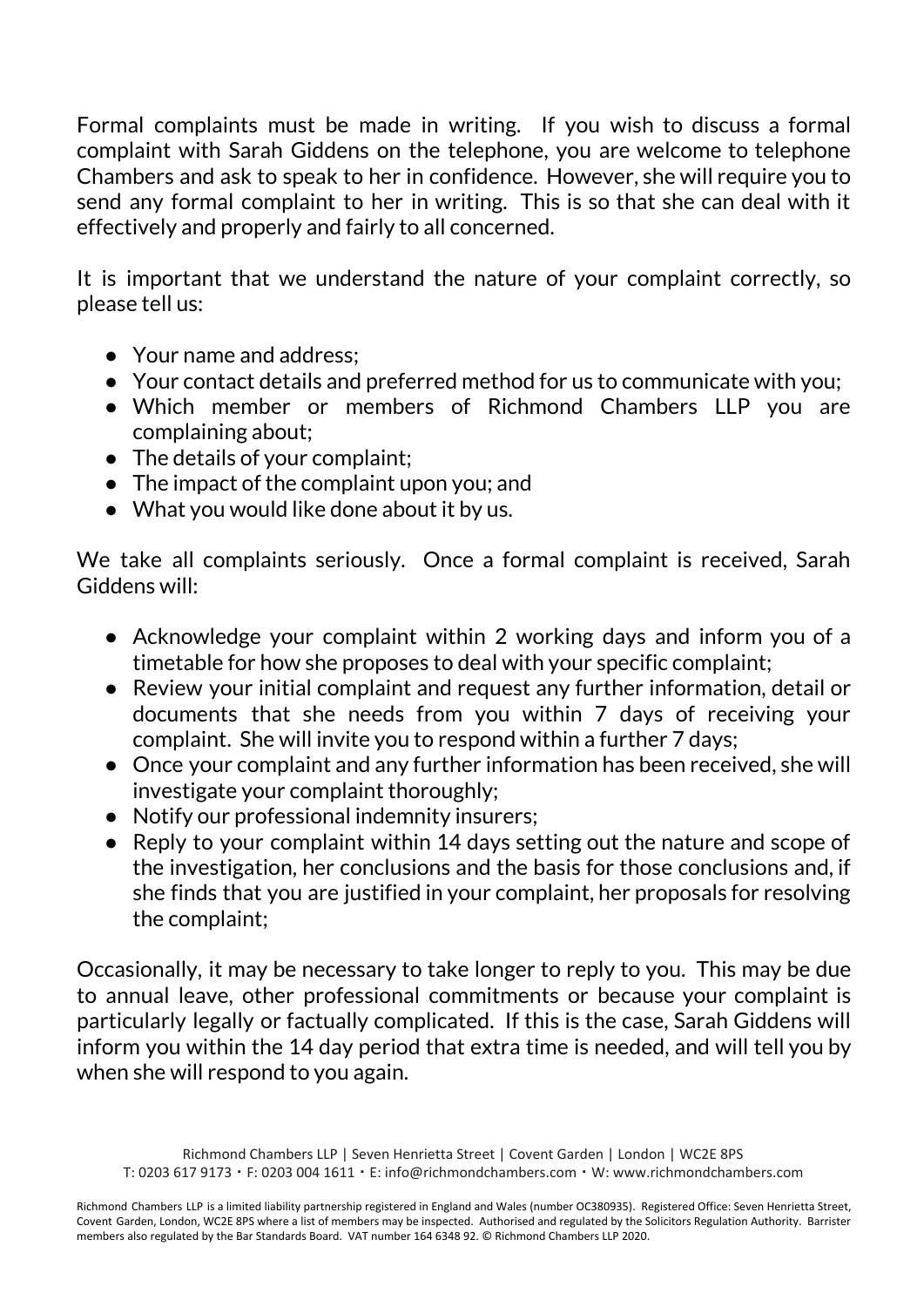Formal complaints must be made in writing. If you wish to discuss a formal complaint with Sarah Giddens on the telephone, you are welcome to telephone Chambers and ask to speak to her in confidence. However, she will require you to send any formal complaint to her in writing. This is so that she can deal with it effectively and properly and fairly to all concerned.

It is important that we understand the nature of your complaint correctly, so please tell us:

- Your name and address;
- Your contact details and preferred method for us to communicate with you;
- Which member or members of Richmond Chambers LLP you are complaining about;
- The details of your complaint;
- The impact of the complaint upon you; and
- What you would like done about it by us.

We take all complaints seriously. Once a formal complaint is received, Sarah Giddens will:

- Acknowledge your complaint within 2 working days and inform you of a timetable for how she proposes to deal with your specific complaint;
- Review your initial complaint and request any further information, detail or documents that she needs from you within 7 days of receiving your complaint. She will invite you to respond within a further 7 days;
- Once your complaint and any further information has been received, she will investigate your complaint thoroughly;
- Notify our professional indemnity insurers;
- Reply to your complaint within 14 days setting out the nature and scope of the investigation, her conclusions and the basis for those conclusions and, if she finds that you are justified in your complaint, her proposals for resolving the complaint;

Occasionally, it may be necessary to take longer to reply to you. This may be due to annual leave, other professional commitments or because your complaint is particularly legally or factually complicated. If this is the case, Sarah Giddens will inform you within the 14 day period that extra time is needed, and will tell you by when she will respond to you again.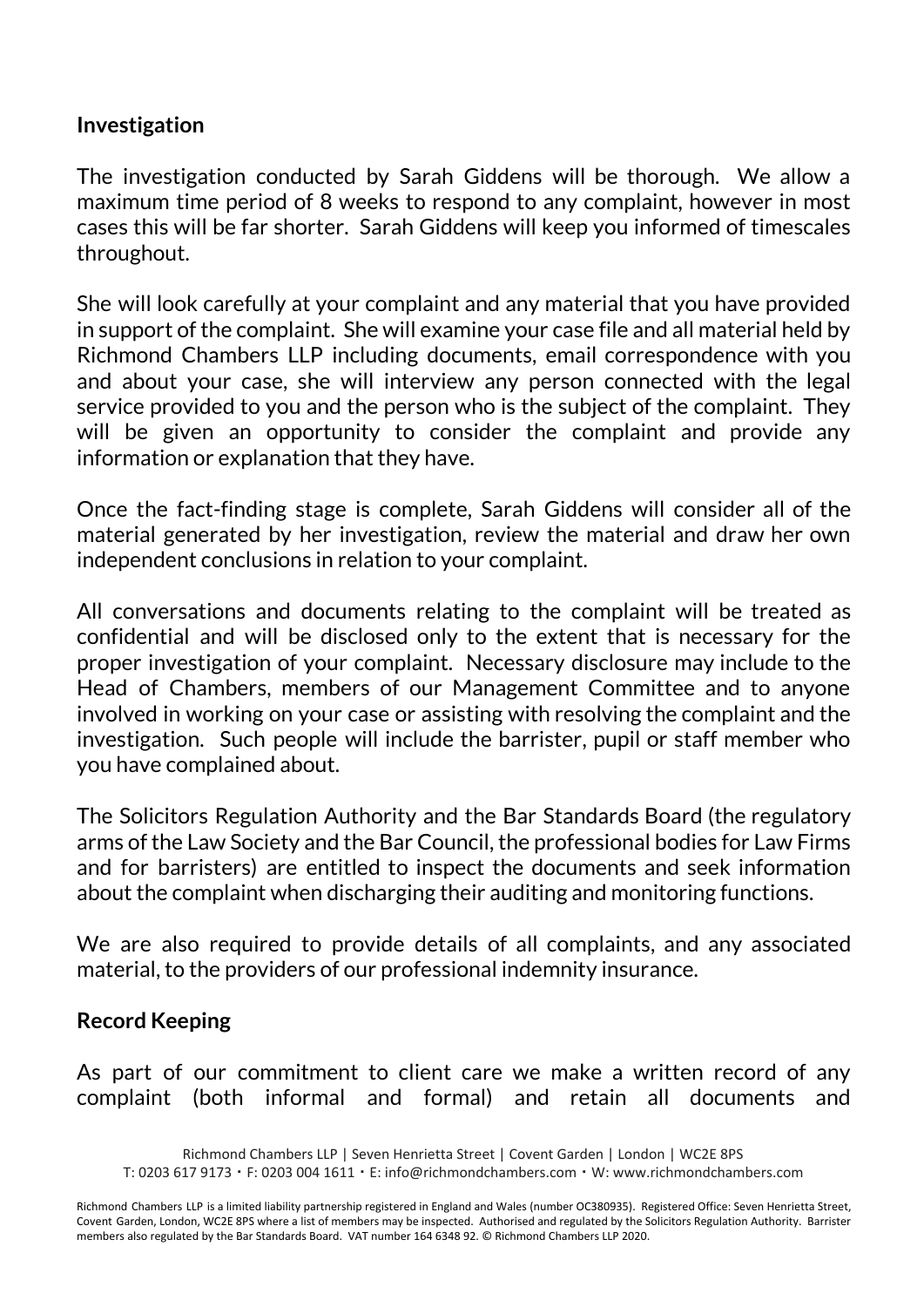## Investigation

The investigation conducted by Sarah Giddens will be thorough. We allow a maximum time period of 8 weeks to respond to any complaint, however in most cases this will be far shorter. Sarah Giddens will keep you informed of timescales throughout.

She will look carefully at your complaint and any material that you have provided in support of the complaint. She will examine your case file and all material held by Richmond Chambers LLP including documents, email correspondence with you and about your case, she will interview any person connected with the legal service provided to you and the person who is the subject of the complaint. They will be given an opportunity to consider the complaint and provide any information or explanation that they have.

Once the fact-finding stage is complete, Sarah Giddens will consider all of the material generated by her investigation, review the material and draw her own independent conclusions in relation to your complaint.

All conversations and documents relating to the complaint will be treated as confidential and will be disclosed only to the extent that is necessary for the proper investigation of your complaint. Necessary disclosure may include to the Head of Chambers, members of our Management Committee and to anyone involved in working on your case or assisting with resolving the complaint and the investigation. Such people will include the barrister, pupil or staff member who you have complained about.

The Solicitors Regulation Authority and the Bar Standards Board (the regulatory arms of the Law Society and the Bar Council, the professional bodies for Law Firms and for barristers) are entitled to inspect the documents and seek information about the complaint when discharging their auditing and monitoring functions.

We are also required to provide details of all complaints, and any associated material, to the providers of our professional indemnity insurance.

## Record Keeping

As part of our commitment to client care we make a written record of any complaint (both informal and formal) and retain all documents and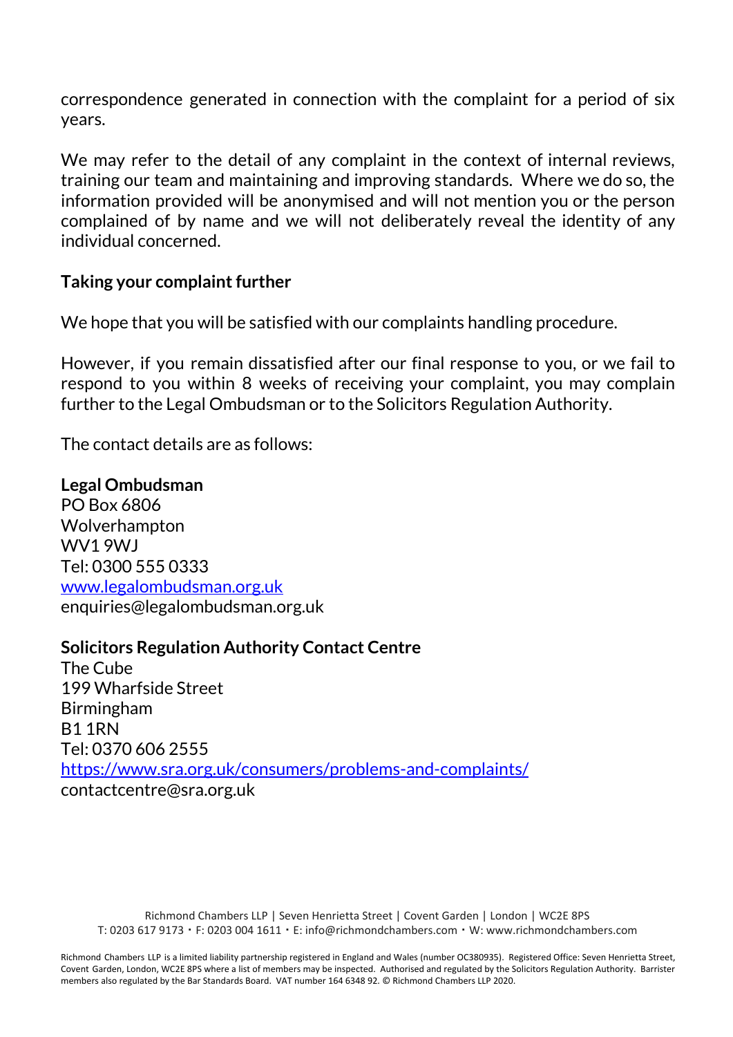correspondence generated in connection with the complaint for a period of six years.

We may refer to the detail of any complaint in the context of internal reviews, training our team and maintaining and improving standards. Where we do so, the information provided will be anonymised and will not mention you or the person complained of by name and we will not deliberately reveal the identity of any individual concerned.

**Taking your complaint further**

We hope that you will be satisfied with our complaints handling procedure.

However, if you remain dissatisfied after our final response to you, or we fail to respond to you within 8 weeks of receiving your complaint, you may complain further to the Legal Ombudsman or to the Solicitors Regulation Authority.

The contact details are as follows:

**Legal Ombudsman**
PO Box 6806
Wolverhampton
WV1 9WJ
Tel: 0300 555 0333
[www.legalombudsman.org.uk](http://www.legalombudsman.org.uk)
enquiries@legalombudsman.org.uk

**Solicitors Regulation Authority Contact Centre**
The Cube
199 Wharfside Street
Birmingham
B1 1RN
Tel: 0370 606 2555
[https://www.sra.org.uk/consumers/problems-and-complaints/](https://www.sra.org.uk/consumers/problems-and-complaints/)
contactcentre@sra.org.uk

Richmond Chambers LLP | Seven Henrietta Street | Covent Garden | London | WC2E 8PS
T: 0203 617 9173 • F: 0203 004 1611 • E: info@richmondchambers.com • W: www.richmondchambers.com

Richmond Chambers LLP is a limited liability partnership registered in England and Wales (number OC380935). Registered Office: Seven Henrietta Street, Covent Garden, London, WC2E 8PS where a list of members may be inspected. Authorised and regulated by the Solicitors Regulation Authority. Barrister members also regulated by the Bar Standards Board. VAT number 164 6348 92. © Richmond Chambers LLP 2020.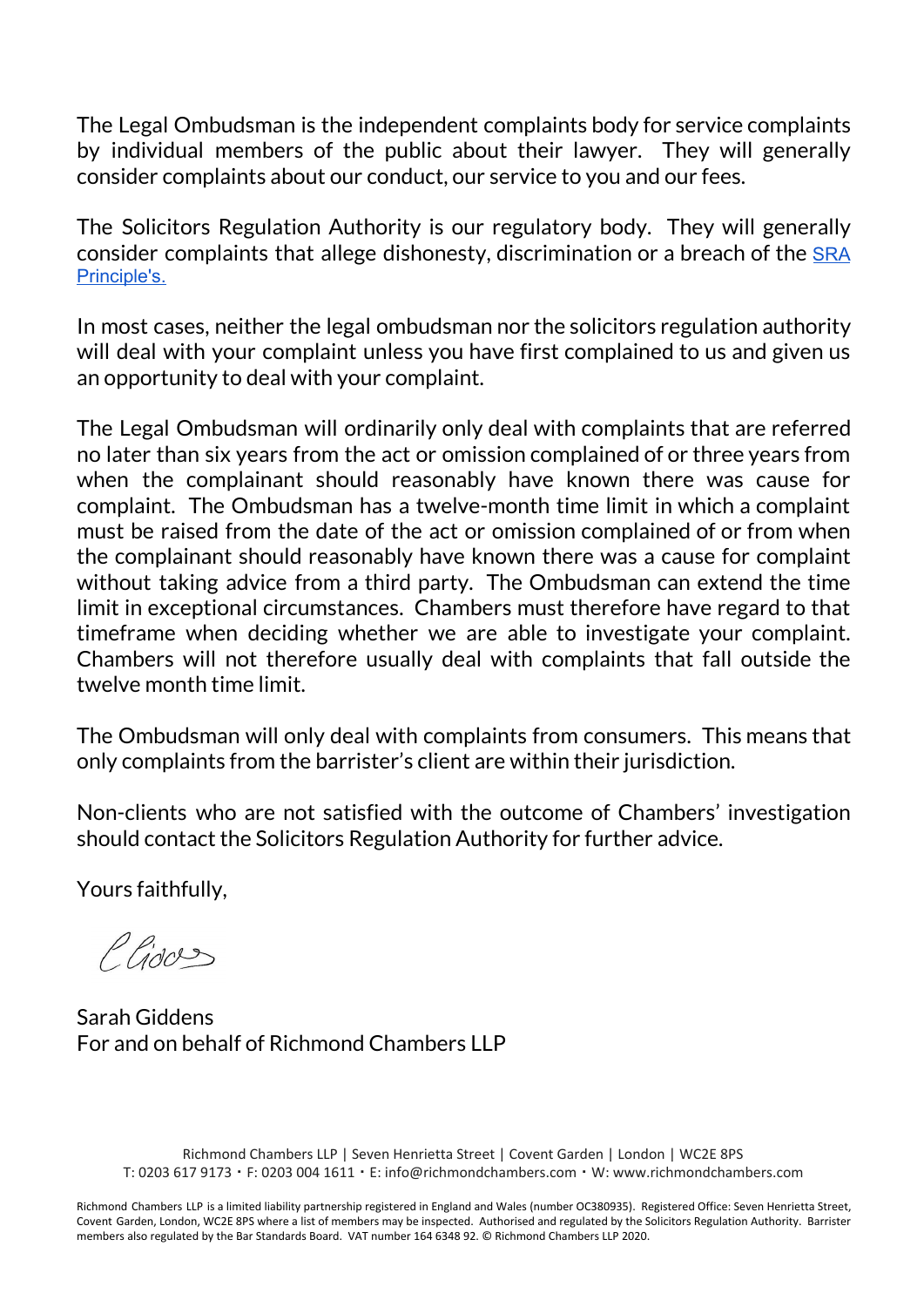The Legal Ombudsman is the independent complaints body for service complaints by individual members of the public about their lawyer. They will generally consider complaints about our conduct, our service to you and our fees.

The Solicitors Regulation Authority is our regulatory body. They will generally consider complaints that allege dishonesty, discrimination or a breach of the [SRA Principle's.]

In most cases, neither the legal ombudsman nor the solicitors regulation authority will deal with your complaint unless you have first complained to us and given us an opportunity to deal with your complaint.

The Legal Ombudsman will ordinarily only deal with complaints that are referred no later than six years from the act or omission complained of or three years from when the complainant should reasonably have known there was cause for complaint. The Ombudsman has a twelve-month time limit in which a complaint must be raised from the date of the act or omission complained of or from when the complainant should reasonably have known there was a cause for complaint without taking advice from a third party. The Ombudsman can extend the time limit in exceptional circumstances. Chambers must therefore have regard to that timeframe when deciding whether we are able to investigate your complaint. Chambers will not therefore usually deal with complaints that fall outside the twelve month time limit.

The Ombudsman will only deal with complaints from consumers. This means that only complaints from the barrister's client are within their jurisdiction.

Non-clients who are not satisfied with the outcome of Chambers' investigation should contact the Solicitors Regulation Authority for further advice.

Yours faithfully,

Sarah Giddens
For and on behalf of Richmond Chambers LLP

Richmond Chambers LLP | Seven Henrietta Street | Covent Garden | London | WC2E 8PS
T: 0203 617 9173 · F: 0203 004 1611 · E: info@richmondchambers.com · W: www.richmondchambers.com

Richmond Chambers LLP is a limited liability partnership registered in England and Wales (number OC380935). Registered Office: Seven Henrietta Street, Covent Garden, London, WC2E 8PS where a list of members may be inspected. Authorised and regulated by the Solicitors Regulation Authority. Barrister members also regulated by the Bar Standards Board. VAT number 164 6348 92. © Richmond Chambers LLP 2020.